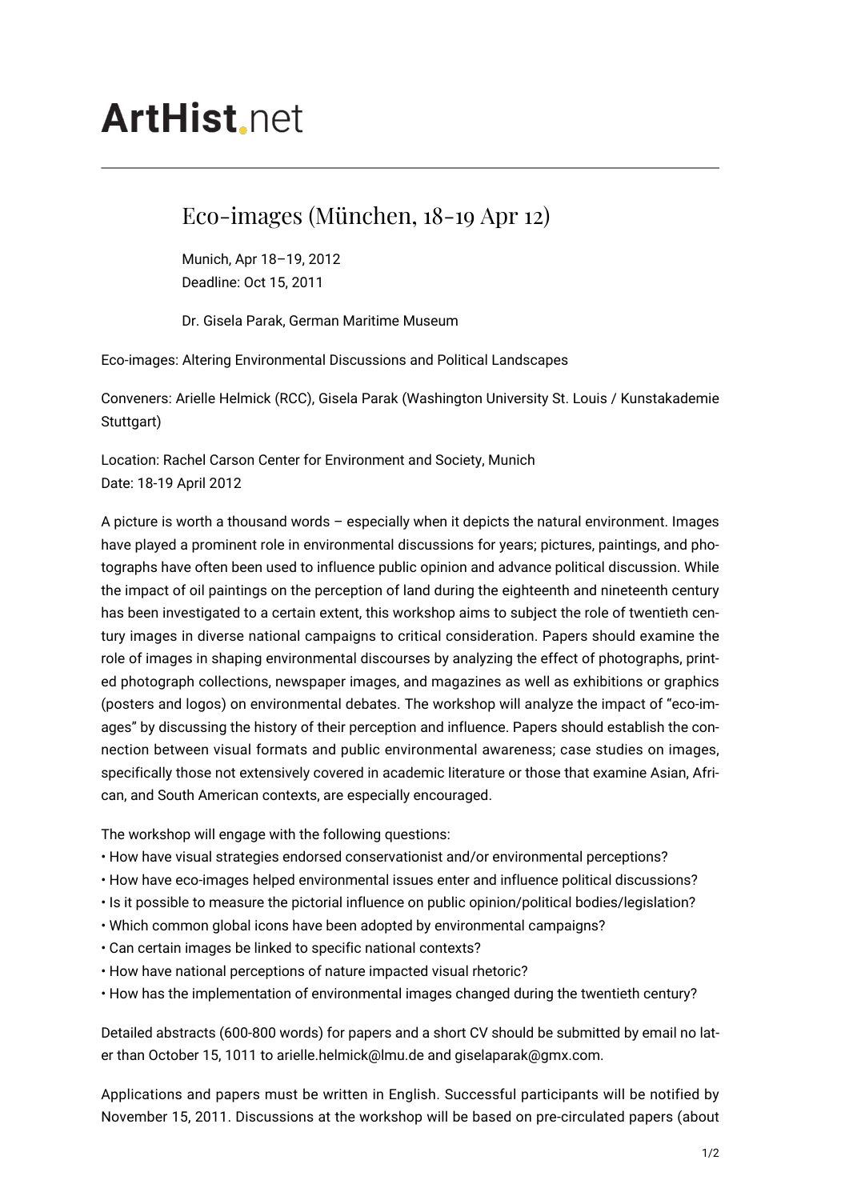# ArtHist.net

## Eco-images (München, 18-19 Apr 12)

Munich, Apr 18–19, 2012
Deadline: Oct 15, 2011

Dr. Gisela Parak, German Maritime Museum

Eco-images: Altering Environmental Discussions and Political Landscapes

Conveners: Arielle Helmick (RCC), Gisela Parak (Washington University St. Louis / Kunstakademie Stuttgart)

Location: Rachel Carson Center for Environment and Society, Munich
Date: 18-19 April 2012

A picture is worth a thousand words – especially when it depicts the natural environment. Images have played a prominent role in environmental discussions for years; pictures, paintings, and photographs have often been used to influence public opinion and advance political discussion. While the impact of oil paintings on the perception of land during the eighteenth and nineteenth century has been investigated to a certain extent, this workshop aims to subject the role of twentieth century images in diverse national campaigns to critical consideration. Papers should examine the role of images in shaping environmental discourses by analyzing the effect of photographs, printed photograph collections, newspaper images, and magazines as well as exhibitions or graphics (posters and logos) on environmental debates. The workshop will analyze the impact of "eco-images" by discussing the history of their perception and influence. Papers should establish the connection between visual formats and public environmental awareness; case studies on images, specifically those not extensively covered in academic literature or those that examine Asian, African, and South American contexts, are especially encouraged.

The workshop will engage with the following questions:

- How have visual strategies endorsed conservationist and/or environmental perceptions?
- How have eco-images helped environmental issues enter and influence political discussions?
- Is it possible to measure the pictorial influence on public opinion/political bodies/legislation?
- Which common global icons have been adopted by environmental campaigns?
- Can certain images be linked to specific national contexts?
- How have national perceptions of nature impacted visual rhetoric?
- How has the implementation of environmental images changed during the twentieth century?

Detailed abstracts (600-800 words) for papers and a short CV should be submitted by email no later than October 15, 1011 to arielle.helmick@lmu.de and giselaparak@gmx.com.

Applications and papers must be written in English. Successful participants will be notified by November 15, 2011. Discussions at the workshop will be based on pre-circulated papers (about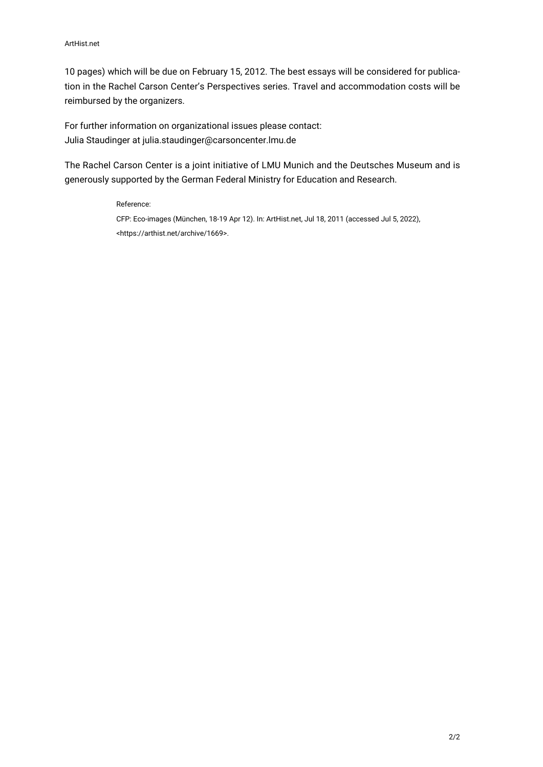10 pages) which will be due on February 15, 2012. The best essays will be considered for publication in the Rachel Carson Center's Perspectives series. Travel and accommodation costs will be reimbursed by the organizers.

For further information on organizational issues please contact:
Julia Staudinger at julia.staudinger@carsoncenter.lmu.de

The Rachel Carson Center is a joint initiative of LMU Munich and the Deutsches Museum and is generously supported by the German Federal Ministry for Education and Research.

Reference:
CFP: Eco-images (München, 18-19 Apr 12). In: ArtHist.net, Jul 18, 2011 (accessed Jul 5, 2022), <https://arthist.net/archive/1669>.